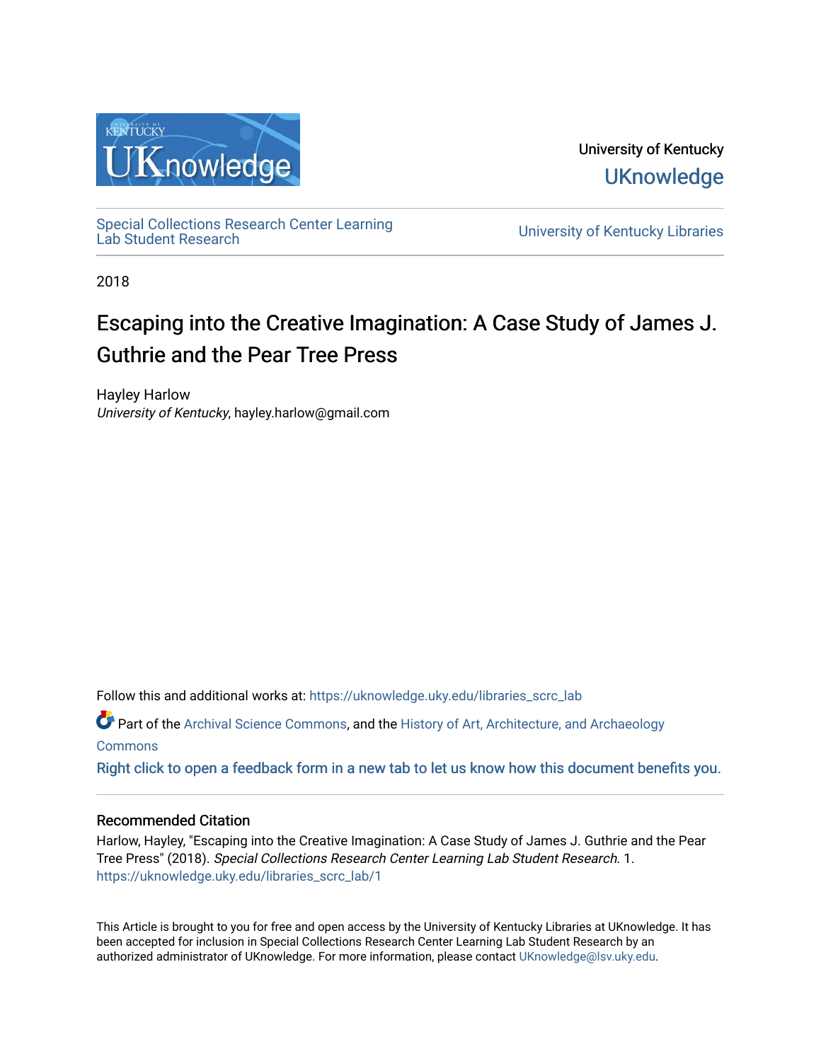University of Kentucky

UKnowledge

Special Collections Research Center Learning Lab Student Research

University of Kentucky Libraries

2018

# Escaping into the Creative Imagination: A Case Study of James J. Guthrie and the Pear Tree Press

Hayley Harlow
*University of Kentucky*, hayley.harlow@gmail.com

Follow this and additional works at: https://uknowledge.uky.edu/libraries_scrc_lab

Part of the Archival Science Commons, and the History of Art, Architecture, and Archaeology Commons

Right click to open a feedback form in a new tab to let us know how this document benefits you.

## Recommended Citation

Harlow, Hayley, "Escaping into the Creative Imagination: A Case Study of James J. Guthrie and the Pear Tree Press" (2018). *Special Collections Research Center Learning Lab Student Research*. 1.
https://uknowledge.uky.edu/libraries_scrc_lab/1

This Article is brought to you for free and open access by the University of Kentucky Libraries at UKnowledge. It has been accepted for inclusion in Special Collections Research Center Learning Lab Student Research by an authorized administrator of UKnowledge. For more information, please contact UKnowledge@lsv.uky.edu.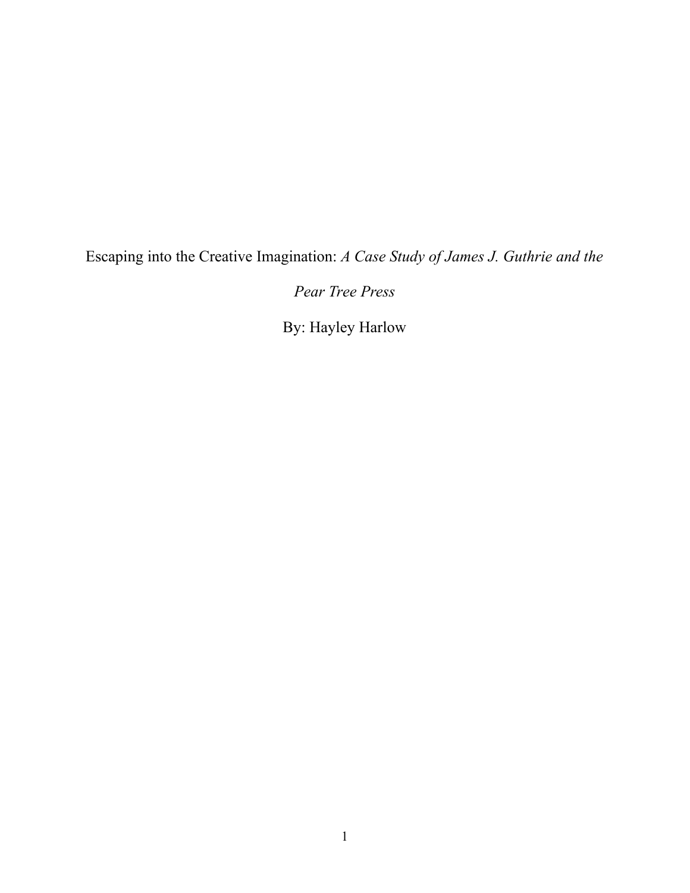# Escaping into the Creative Imagination: *A Case Study of James J. Guthrie and the Pear Tree Press*

By: Hayley Harlow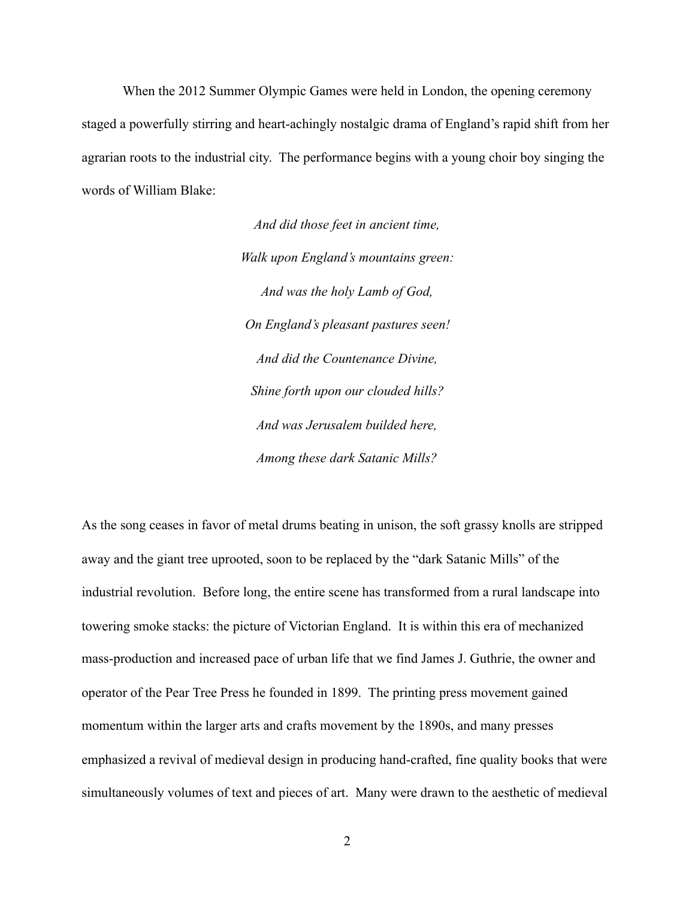When the 2012 Summer Olympic Games were held in London, the opening ceremony staged a powerfully stirring and heart-achingly nostalgic drama of England's rapid shift from her agrarian roots to the industrial city. The performance begins with a young choir boy singing the words of William Blake:

*And did those feet in ancient time,*
*Walk upon England's mountains green:*
*And was the holy Lamb of God,*
*On England's pleasant pastures seen!*
*And did the Countenance Divine,*
*Shine forth upon our clouded hills?*
*And was Jerusalem builded here,*
*Among these dark Satanic Mills?*

As the song ceases in favor of metal drums beating in unison, the soft grassy knolls are stripped away and the giant tree uprooted, soon to be replaced by the "dark Satanic Mills" of the industrial revolution. Before long, the entire scene has transformed from a rural landscape into towering smoke stacks: the picture of Victorian England. It is within this era of mechanized mass-production and increased pace of urban life that we find James J. Guthrie, the owner and operator of the Pear Tree Press he founded in 1899. The printing press movement gained momentum within the larger arts and crafts movement by the 1890s, and many presses emphasized a revival of medieval design in producing hand-crafted, fine quality books that were simultaneously volumes of text and pieces of art. Many were drawn to the aesthetic of medieval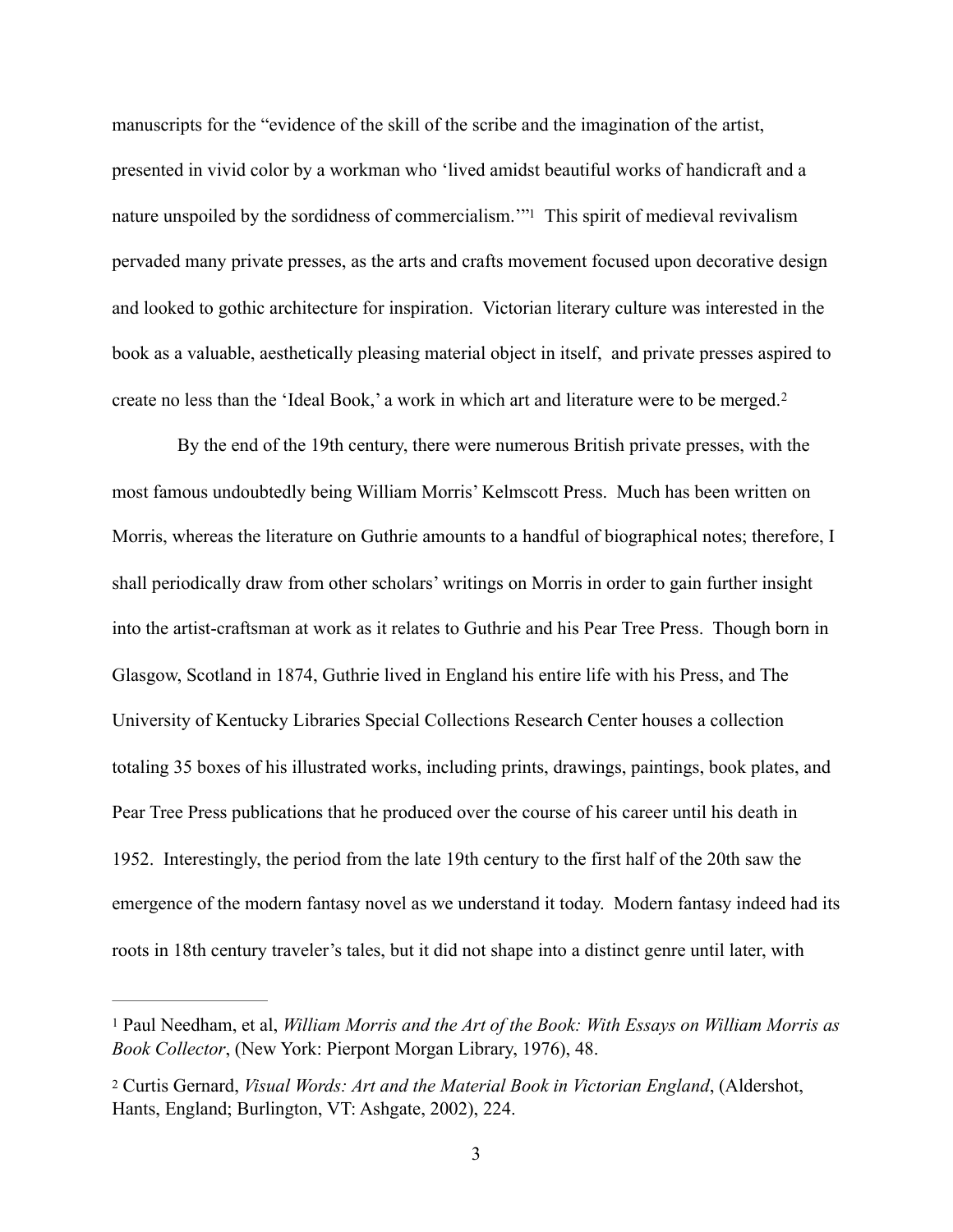manuscripts for the "evidence of the skill of the scribe and the imagination of the artist, presented in vivid color by a workman who 'lived amidst beautiful works of handicraft and a nature unspoiled by the sordidness of commercialism.'"[1] This spirit of medieval revivalism pervaded many private presses, as the arts and crafts movement focused upon decorative design and looked to gothic architecture for inspiration. Victorian literary culture was interested in the book as a valuable, aesthetically pleasing material object in itself, and private presses aspired to create no less than the 'Ideal Book,' a work in which art and literature were to be merged.[2]

By the end of the 19th century, there were numerous British private presses, with the most famous undoubtedly being William Morris' Kelmscott Press. Much has been written on Morris, whereas the literature on Guthrie amounts to a handful of biographical notes; therefore, I shall periodically draw from other scholars' writings on Morris in order to gain further insight into the artist-craftsman at work as it relates to Guthrie and his Pear Tree Press. Though born in Glasgow, Scotland in 1874, Guthrie lived in England his entire life with his Press, and The University of Kentucky Libraries Special Collections Research Center houses a collection totaling 35 boxes of his illustrated works, including prints, drawings, paintings, book plates, and Pear Tree Press publications that he produced over the course of his career until his death in 1952. Interestingly, the period from the late 19th century to the first half of the 20th saw the emergence of the modern fantasy novel as we understand it today. Modern fantasy indeed had its roots in 18th century traveler's tales, but it did not shape into a distinct genre until later, with

---

[1] Paul Needham, et al, *William Morris and the Art of the Book: With Essays on William Morris as Book Collector*, (New York: Pierpont Morgan Library, 1976), 48.

[2] Curtis Gernard, *Visual Words: Art and the Material Book in Victorian England*, (Aldershot, Hants, England; Burlington, VT: Ashgate, 2002), 224.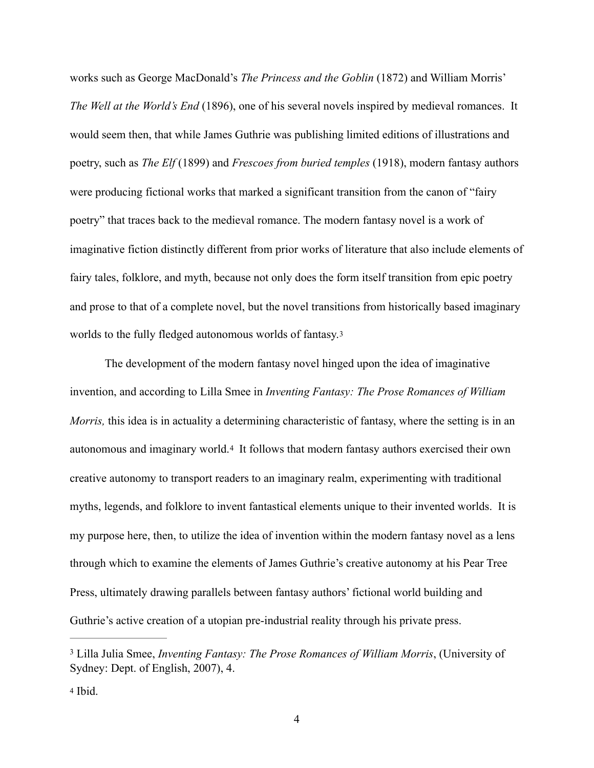works such as George MacDonald's *The Princess and the Goblin* (1872) and William Morris' *The Well at the World's End* (1896), one of his several novels inspired by medieval romances. It would seem then, that while James Guthrie was publishing limited editions of illustrations and poetry, such as *The Elf* (1899) and *Frescoes from buried temples* (1918), modern fantasy authors were producing fictional works that marked a significant transition from the canon of "fairy poetry" that traces back to the medieval romance. The modern fantasy novel is a work of imaginative fiction distinctly different from prior works of literature that also include elements of fairy tales, folklore, and myth, because not only does the form itself transition from epic poetry and prose to that of a complete novel, but the novel transitions from historically based imaginary worlds to the fully fledged autonomous worlds of fantasy.[3]

The development of the modern fantasy novel hinged upon the idea of imaginative invention, and according to Lilla Smee in *Inventing Fantasy: The Prose Romances of William Morris,* this idea is in actuality a determining characteristic of fantasy, where the setting is in an autonomous and imaginary world.[4] It follows that modern fantasy authors exercised their own creative autonomy to transport readers to an imaginary realm, experimenting with traditional myths, legends, and folklore to invent fantastical elements unique to their invented worlds. It is my purpose here, then, to utilize the idea of invention within the modern fantasy novel as a lens through which to examine the elements of James Guthrie's creative autonomy at his Pear Tree Press, ultimately drawing parallels between fantasy authors' fictional world building and Guthrie's active creation of a utopian pre-industrial reality through his private press.

---

[3] Lilla Julia Smee, *Inventing Fantasy: The Prose Romances of William Morris*, (University of Sydney: Dept. of English, 2007), 4.

[4] Ibid.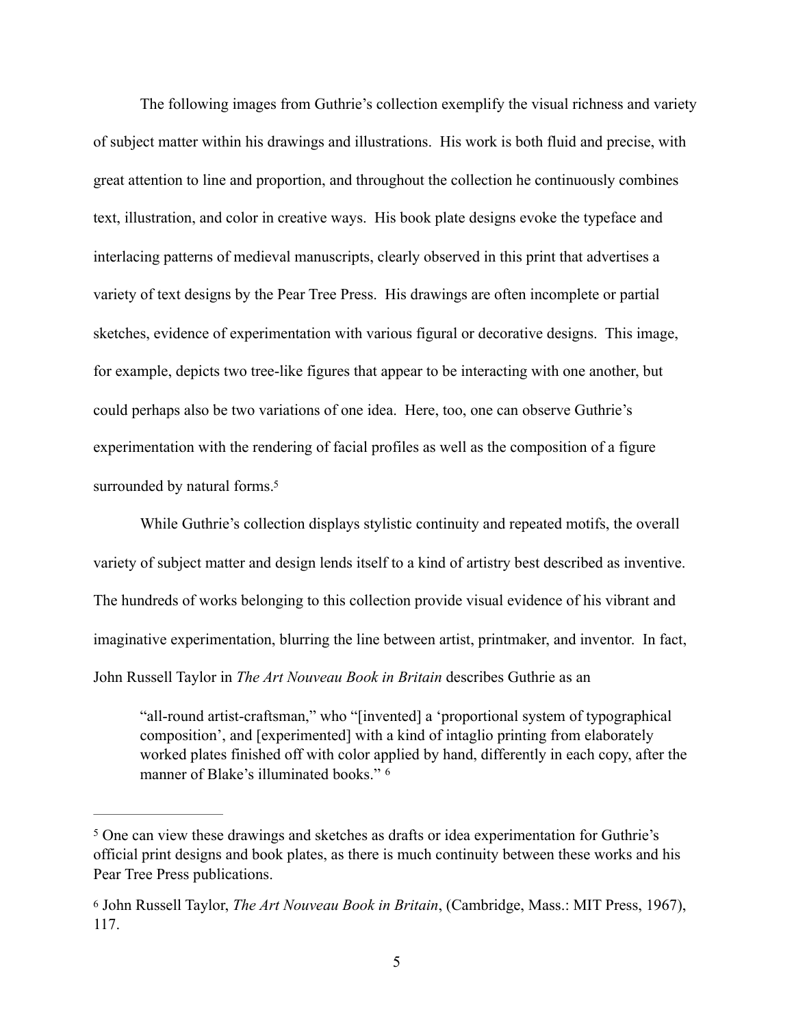The following images from Guthrie's collection exemplify the visual richness and variety of subject matter within his drawings and illustrations. His work is both fluid and precise, with great attention to line and proportion, and throughout the collection he continuously combines text, illustration, and color in creative ways. His book plate designs evoke the typeface and interlacing patterns of medieval manuscripts, clearly observed in this print that advertises a variety of text designs by the Pear Tree Press. His drawings are often incomplete or partial sketches, evidence of experimentation with various figural or decorative designs. This image, for example, depicts two tree-like figures that appear to be interacting with one another, but could perhaps also be two variations of one idea. Here, too, one can observe Guthrie's experimentation with the rendering of facial profiles as well as the composition of a figure surrounded by natural forms.[5]

While Guthrie's collection displays stylistic continuity and repeated motifs, the overall variety of subject matter and design lends itself to a kind of artistry best described as inventive. The hundreds of works belonging to this collection provide visual evidence of his vibrant and imaginative experimentation, blurring the line between artist, printmaker, and inventor. In fact, John Russell Taylor in *The Art Nouveau Book in Britain* describes Guthrie as an

> "all-round artist-craftsman," who "[invented] a 'proportional system of typographical composition', and [experimented] with a kind of intaglio printing from elaborately worked plates finished off with color applied by hand, differently in each copy, after the manner of Blake's illuminated books." [6]

---

[5] One can view these drawings and sketches as drafts or idea experimentation for Guthrie's official print designs and book plates, as there is much continuity between these works and his Pear Tree Press publications.

[6] John Russell Taylor, *The Art Nouveau Book in Britain*, (Cambridge, Mass.: MIT Press, 1967), 117.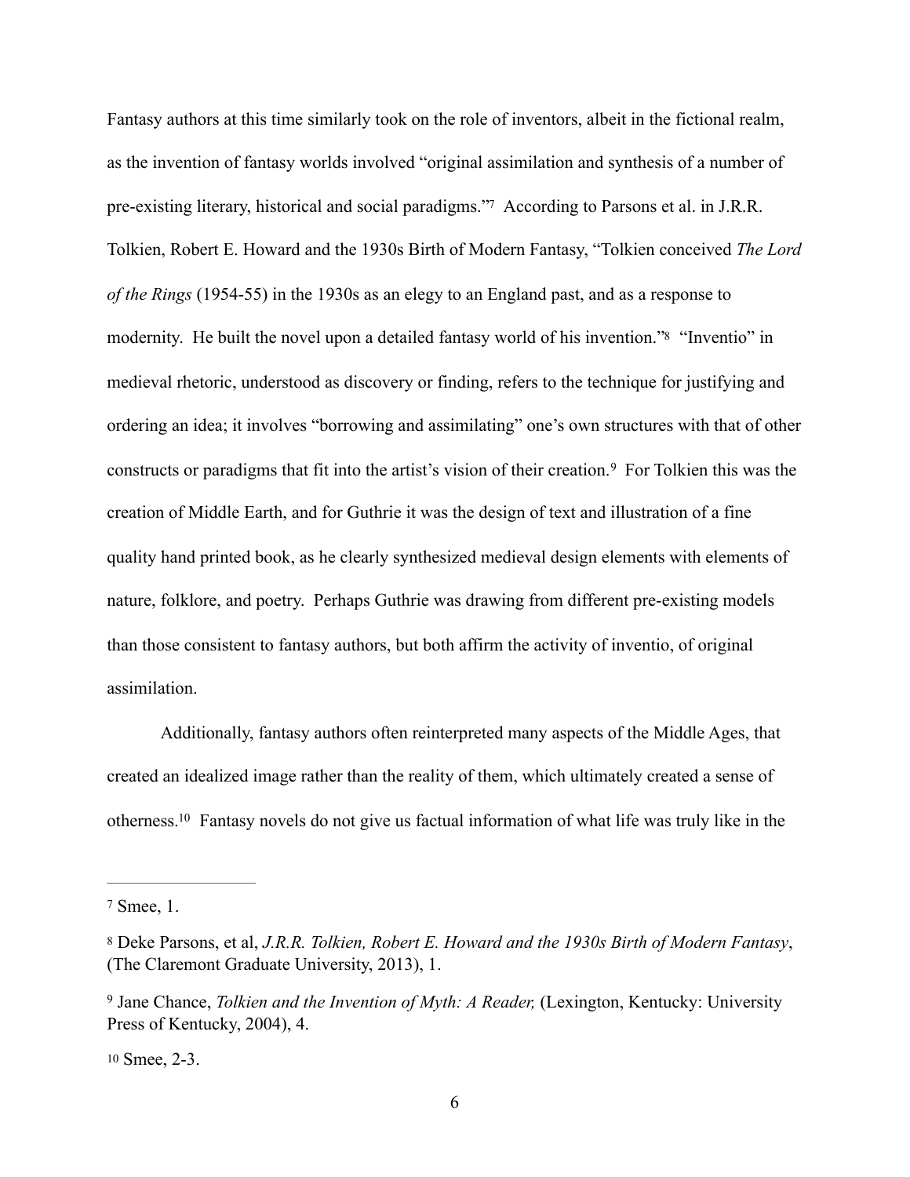Fantasy authors at this time similarly took on the role of inventors, albeit in the fictional realm, as the invention of fantasy worlds involved "original assimilation and synthesis of a number of pre-existing literary, historical and social paradigms."[7] According to Parsons et al. in J.R.R. Tolkien, Robert E. Howard and the 1930s Birth of Modern Fantasy, "Tolkien conceived *The Lord of the Rings* (1954-55) in the 1930s as an elegy to an England past, and as a response to modernity. He built the novel upon a detailed fantasy world of his invention."[8] "Inventio" in medieval rhetoric, understood as discovery or finding, refers to the technique for justifying and ordering an idea; it involves "borrowing and assimilating" one's own structures with that of other constructs or paradigms that fit into the artist's vision of their creation.[9] For Tolkien this was the creation of Middle Earth, and for Guthrie it was the design of text and illustration of a fine quality hand printed book, as he clearly synthesized medieval design elements with elements of nature, folklore, and poetry. Perhaps Guthrie was drawing from different pre-existing models than those consistent to fantasy authors, but both affirm the activity of inventio, of original assimilation.

Additionally, fantasy authors often reinterpreted many aspects of the Middle Ages, that created an idealized image rather than the reality of them, which ultimately created a sense of otherness.[10] Fantasy novels do not give us factual information of what life was truly like in the

---

[7] Smee, 1.

[8] Deke Parsons, et al, *J.R.R. Tolkien, Robert E. Howard and the 1930s Birth of Modern Fantasy*, (The Claremont Graduate University, 2013), 1.

[9] Jane Chance, *Tolkien and the Invention of Myth: A Reader,* (Lexington, Kentucky: University Press of Kentucky, 2004), 4.

[10] Smee, 2-3.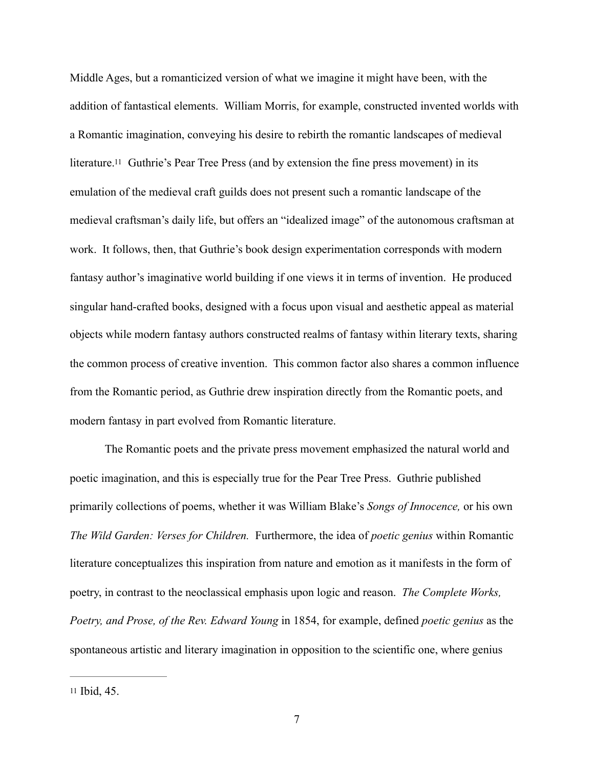Middle Ages, but a romanticized version of what we imagine it might have been, with the addition of fantastical elements. William Morris, for example, constructed invented worlds with a Romantic imagination, conveying his desire to rebirth the romantic landscapes of medieval literature.[11] Guthrie's Pear Tree Press (and by extension the fine press movement) in its emulation of the medieval craft guilds does not present such a romantic landscape of the medieval craftsman's daily life, but offers an "idealized image" of the autonomous craftsman at work. It follows, then, that Guthrie's book design experimentation corresponds with modern fantasy author's imaginative world building if one views it in terms of invention. He produced singular hand-crafted books, designed with a focus upon visual and aesthetic appeal as material objects while modern fantasy authors constructed realms of fantasy within literary texts, sharing the common process of creative invention. This common factor also shares a common influence from the Romantic period, as Guthrie drew inspiration directly from the Romantic poets, and modern fantasy in part evolved from Romantic literature.

The Romantic poets and the private press movement emphasized the natural world and poetic imagination, and this is especially true for the Pear Tree Press. Guthrie published primarily collections of poems, whether it was William Blake's *Songs of Innocence,* or his own *The Wild Garden: Verses for Children.* Furthermore, the idea of *poetic genius* within Romantic literature conceptualizes this inspiration from nature and emotion as it manifests in the form of poetry, in contrast to the neoclassical emphasis upon logic and reason. *The Complete Works, Poetry, and Prose, of the Rev. Edward Young* in 1854, for example, defined *poetic genius* as the spontaneous artistic and literary imagination in opposition to the scientific one, where genius

---

[11] Ibid, 45.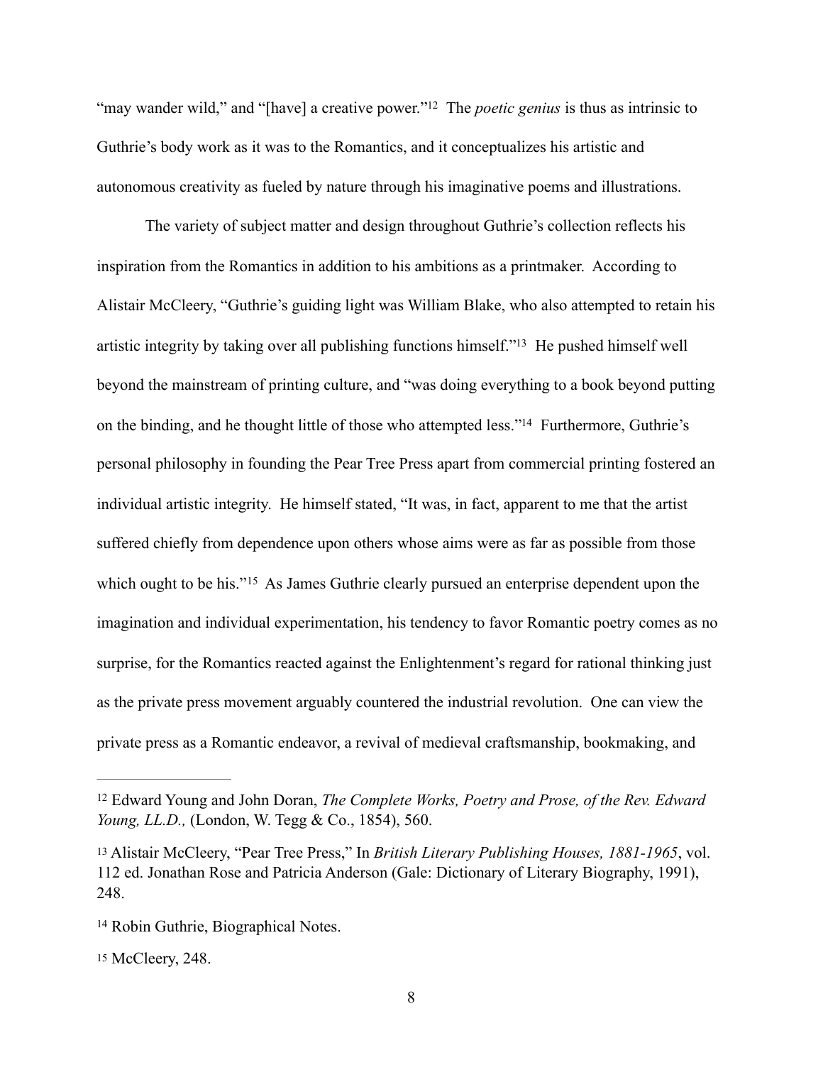"may wander wild," and "[have] a creative power."[12] The *poetic genius* is thus as intrinsic to Guthrie's body work as it was to the Romantics, and it conceptualizes his artistic and autonomous creativity as fueled by nature through his imaginative poems and illustrations.

The variety of subject matter and design throughout Guthrie's collection reflects his inspiration from the Romantics in addition to his ambitions as a printmaker. According to Alistair McCleery, "Guthrie's guiding light was William Blake, who also attempted to retain his artistic integrity by taking over all publishing functions himself."[13] He pushed himself well beyond the mainstream of printing culture, and "was doing everything to a book beyond putting on the binding, and he thought little of those who attempted less."[14] Furthermore, Guthrie's personal philosophy in founding the Pear Tree Press apart from commercial printing fostered an individual artistic integrity. He himself stated, "It was, in fact, apparent to me that the artist suffered chiefly from dependence upon others whose aims were as far as possible from those which ought to be his."[15] As James Guthrie clearly pursued an enterprise dependent upon the imagination and individual experimentation, his tendency to favor Romantic poetry comes as no surprise, for the Romantics reacted against the Enlightenment's regard for rational thinking just as the private press movement arguably countered the industrial revolution. One can view the private press as a Romantic endeavor, a revival of medieval craftsmanship, bookmaking, and

---

[12] Edward Young and John Doran, *The Complete Works, Poetry and Prose, of the Rev. Edward Young, LL.D.,* (London, W. Tegg & Co., 1854), 560.

[13] Alistair McCleery, "Pear Tree Press," In *British Literary Publishing Houses, 1881-1965*, vol. 112 ed. Jonathan Rose and Patricia Anderson (Gale: Dictionary of Literary Biography, 1991), 248.

[14] Robin Guthrie, Biographical Notes.

[15] McCleery, 248.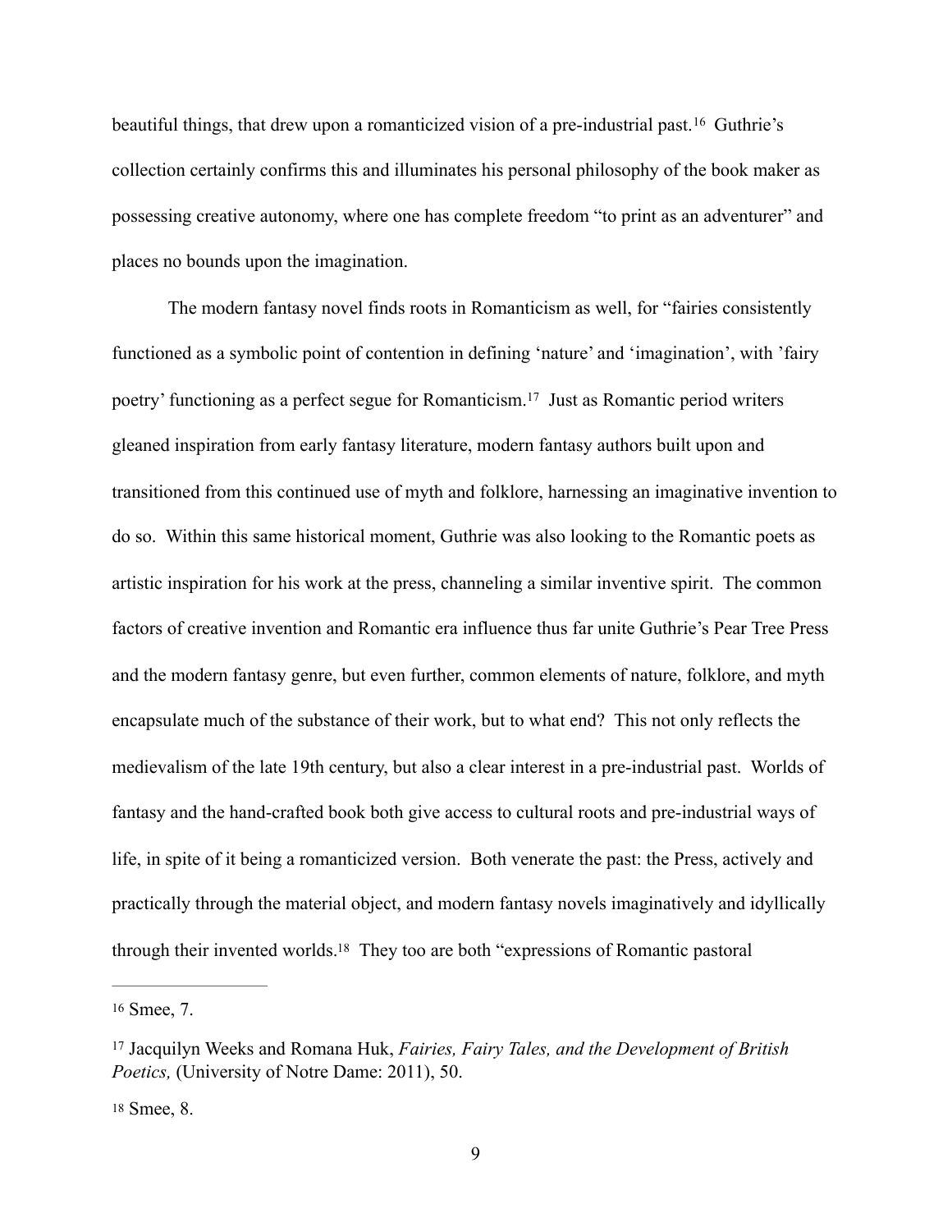beautiful things, that drew upon a romanticized vision of a pre-industrial past.[16] Guthrie's collection certainly confirms this and illuminates his personal philosophy of the book maker as possessing creative autonomy, where one has complete freedom "to print as an adventurer" and places no bounds upon the imagination.

The modern fantasy novel finds roots in Romanticism as well, for "fairies consistently functioned as a symbolic point of contention in defining 'nature' and 'imagination', with 'fairy poetry' functioning as a perfect segue for Romanticism.[17] Just as Romantic period writers gleaned inspiration from early fantasy literature, modern fantasy authors built upon and transitioned from this continued use of myth and folklore, harnessing an imaginative invention to do so. Within this same historical moment, Guthrie was also looking to the Romantic poets as artistic inspiration for his work at the press, channeling a similar inventive spirit. The common factors of creative invention and Romantic era influence thus far unite Guthrie's Pear Tree Press and the modern fantasy genre, but even further, common elements of nature, folklore, and myth encapsulate much of the substance of their work, but to what end? This not only reflects the medievalism of the late 19th century, but also a clear interest in a pre-industrial past. Worlds of fantasy and the hand-crafted book both give access to cultural roots and pre-industrial ways of life, in spite of it being a romanticized version. Both venerate the past: the Press, actively and practically through the material object, and modern fantasy novels imaginatively and idyllically through their invented worlds.[18] They too are both "expressions of Romantic pastoral

---

[16] Smee, 7.

[17] Jacquilyn Weeks and Romana Huk, *Fairies, Fairy Tales, and the Development of British Poetics,* (University of Notre Dame: 2011), 50.

[18] Smee, 8.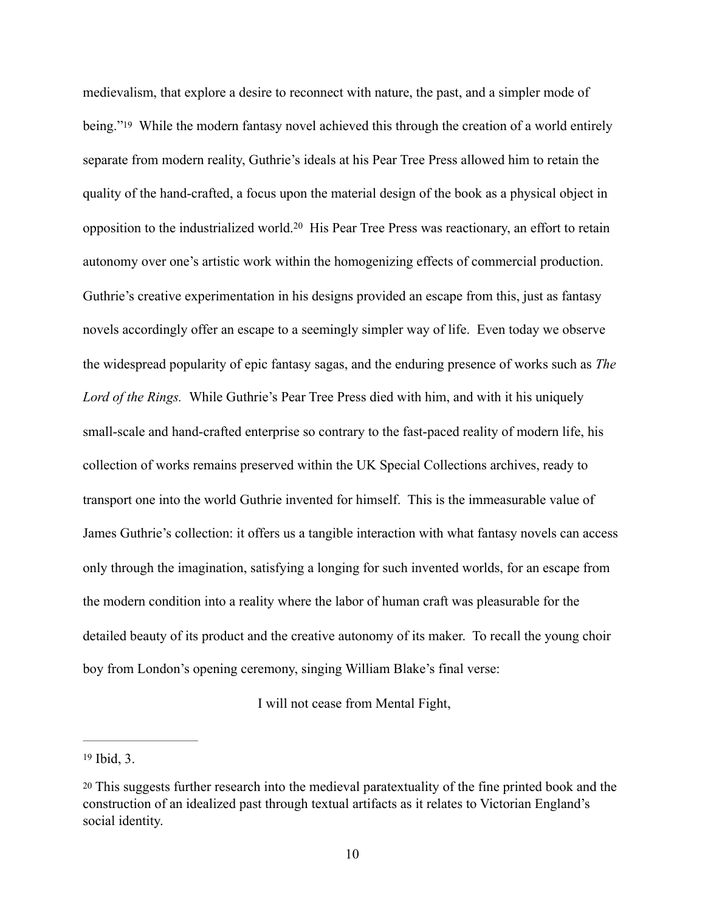medievalism, that explore a desire to reconnect with nature, the past, and a simpler mode of being."[19] While the modern fantasy novel achieved this through the creation of a world entirely separate from modern reality, Guthrie's ideals at his Pear Tree Press allowed him to retain the quality of the hand-crafted, a focus upon the material design of the book as a physical object in opposition to the industrialized world.[20] His Pear Tree Press was reactionary, an effort to retain autonomy over one's artistic work within the homogenizing effects of commercial production. Guthrie's creative experimentation in his designs provided an escape from this, just as fantasy novels accordingly offer an escape to a seemingly simpler way of life. Even today we observe the widespread popularity of epic fantasy sagas, and the enduring presence of works such as *The Lord of the Rings.* While Guthrie's Pear Tree Press died with him, and with it his uniquely small-scale and hand-crafted enterprise so contrary to the fast-paced reality of modern life, his collection of works remains preserved within the UK Special Collections archives, ready to transport one into the world Guthrie invented for himself. This is the immeasurable value of James Guthrie's collection: it offers us a tangible interaction with what fantasy novels can access only through the imagination, satisfying a longing for such invented worlds, for an escape from the modern condition into a reality where the labor of human craft was pleasurable for the detailed beauty of its product and the creative autonomy of its maker. To recall the young choir boy from London's opening ceremony, singing William Blake's final verse:

I will not cease from Mental Fight,

---

[19] Ibid, 3.

[20] This suggests further research into the medieval paratextuality of the fine printed book and the construction of an idealized past through textual artifacts as it relates to Victorian England's social identity.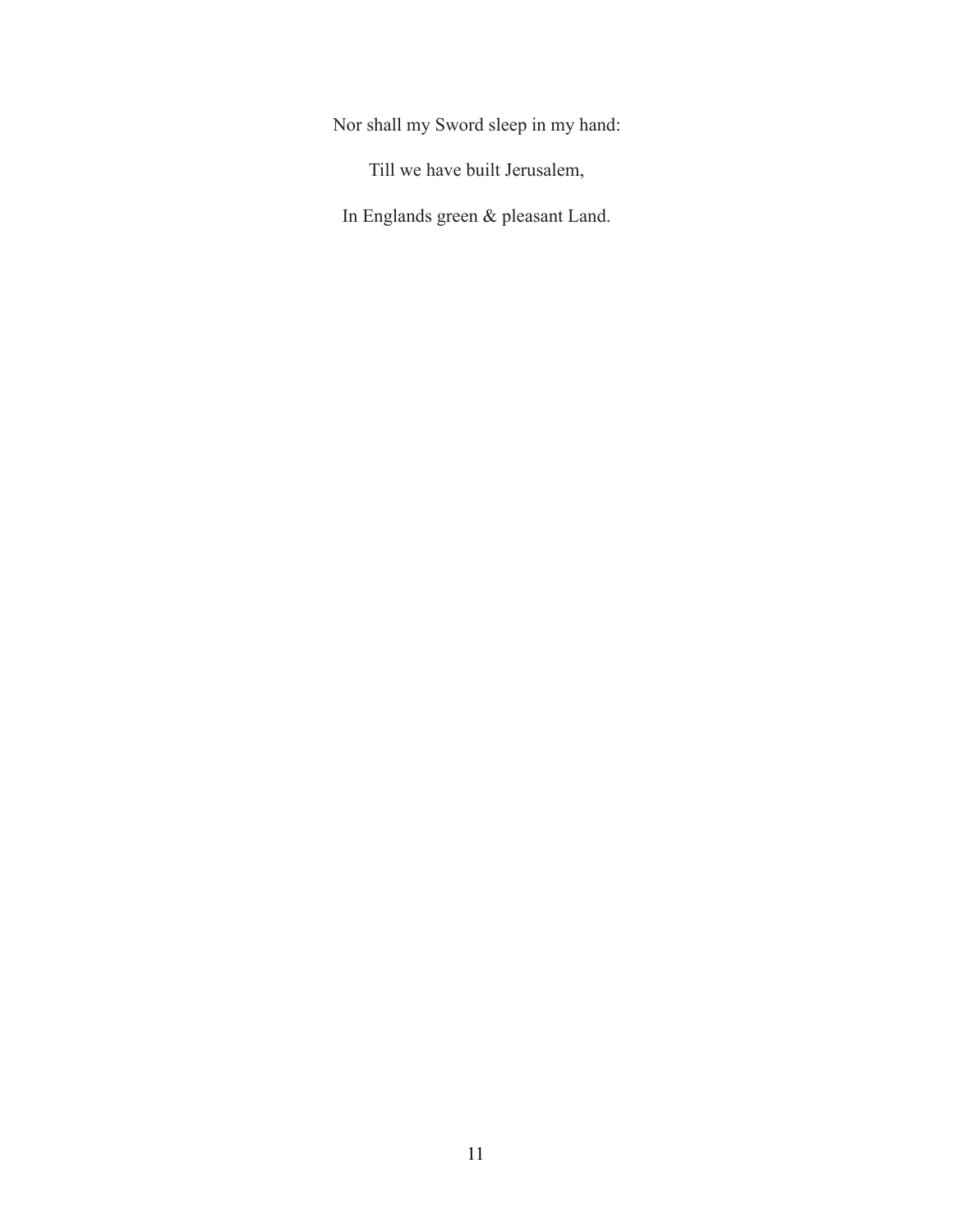Nor shall my Sword sleep in my hand:

Till we have built Jerusalem,

In Englands green & pleasant Land.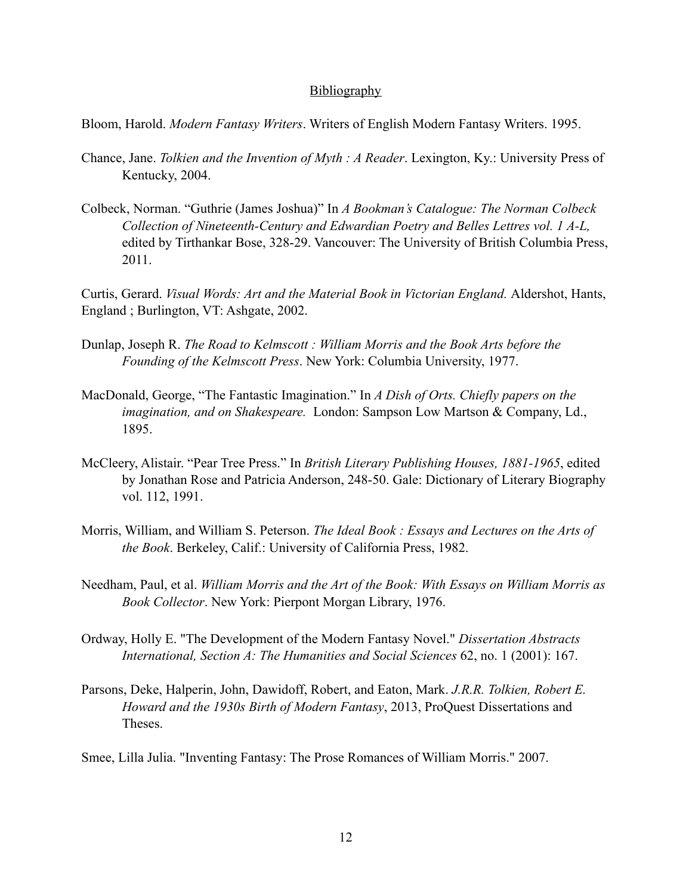## Bibliography

Bloom, Harold. *Modern Fantasy Writers*. Writers of English Modern Fantasy Writers. 1995.

Chance, Jane. *Tolkien and the Invention of Myth : A Reader*. Lexington, Ky.: University Press of Kentucky, 2004.

Colbeck, Norman. "Guthrie (James Joshua)" In *A Bookman's Catalogue: The Norman Colbeck Collection of Nineteenth-Century and Edwardian Poetry and Belles Lettres vol. 1 A-L,* edited by Tirthankar Bose, 328-29. Vancouver: The University of British Columbia Press, 2011.

Curtis, Gerard. *Visual Words: Art and the Material Book in Victorian England.* Aldershot, Hants, England ; Burlington, VT: Ashgate, 2002.

Dunlap, Joseph R. *The Road to Kelmscott : William Morris and the Book Arts before the Founding of the Kelmscott Press*. New York: Columbia University, 1977.

MacDonald, George, "The Fantastic Imagination." In *A Dish of Orts. Chiefly papers on the imagination, and on Shakespeare.* London: Sampson Low Martson & Company, Ld., 1895.

McCleery, Alistair. "Pear Tree Press." In *British Literary Publishing Houses, 1881-1965*, edited by Jonathan Rose and Patricia Anderson, 248-50. Gale: Dictionary of Literary Biography vol. 112, 1991.

Morris, William, and William S. Peterson. *The Ideal Book : Essays and Lectures on the Arts of the Book*. Berkeley, Calif.: University of California Press, 1982.

Needham, Paul, et al. *William Morris and the Art of the Book: With Essays on William Morris as Book Collector*. New York: Pierpont Morgan Library, 1976.

Ordway, Holly E. "The Development of the Modern Fantasy Novel." *Dissertation Abstracts International, Section A: The Humanities and Social Sciences* 62, no. 1 (2001): 167.

Parsons, Deke, Halperin, John, Dawidoff, Robert, and Eaton, Mark. *J.R.R. Tolkien, Robert E. Howard and the 1930s Birth of Modern Fantasy*, 2013, ProQuest Dissertations and Theses.

Smee, Lilla Julia. "Inventing Fantasy: The Prose Romances of William Morris." 2007.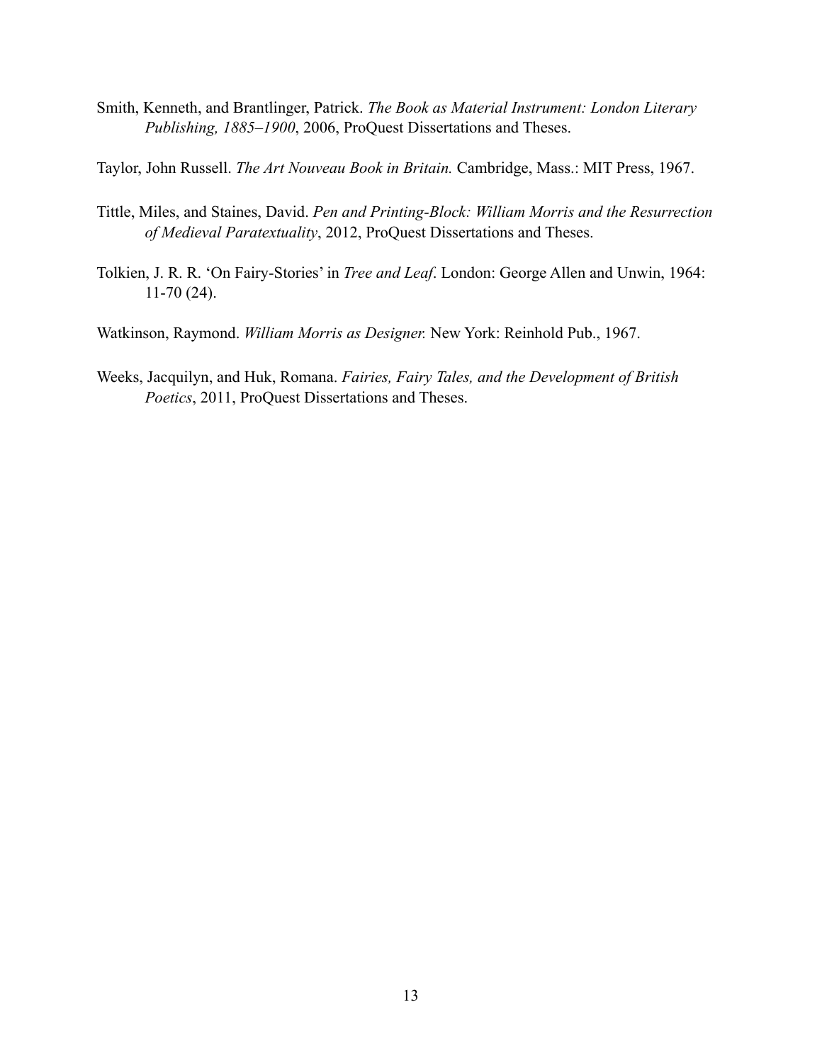Smith, Kenneth, and Brantlinger, Patrick. *The Book as Material Instrument: London Literary Publishing, 1885–1900*, 2006, ProQuest Dissertations and Theses.

Taylor, John Russell. *The Art Nouveau Book in Britain.* Cambridge, Mass.: MIT Press, 1967.

Tittle, Miles, and Staines, David. *Pen and Printing-Block: William Morris and the Resurrection of Medieval Paratextuality*, 2012, ProQuest Dissertations and Theses.

Tolkien, J. R. R. 'On Fairy-Stories' in *Tree and Leaf*. London: George Allen and Unwin, 1964: 11-70 (24).

Watkinson, Raymond. *William Morris as Designer.* New York: Reinhold Pub., 1967.

Weeks, Jacquilyn, and Huk, Romana. *Fairies, Fairy Tales, and the Development of British Poetics*, 2011, ProQuest Dissertations and Theses.